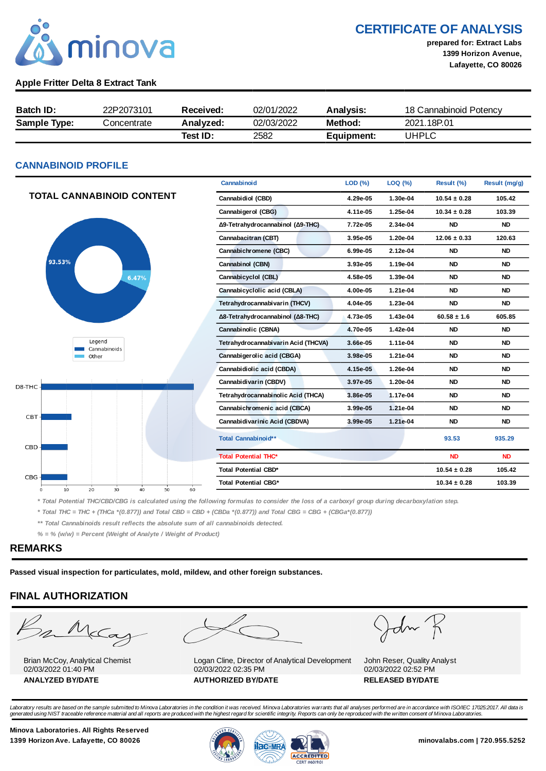minova

# CERTIFICATE OF ANALYSIS

**prepared for: Extract Labs**
**1399 Horizon Avenue,**
**Lafayette, CO 80026**

## Apple Fritter Delta 8 Extract Tank

| **Batch ID:** | 22P2073101 | **Received:** | 02/01/2022 | **Analysis:** | 18 Cannabinoid Potency |
|---|---|---|---|---|---|
| **Sample Type:** | Concentrate | **Analyzed:** | 02/03/2022 | **Method:** | 2021.18P.01 |
| | | **Test ID:** | 2582 | **Equipment:** | UHPLC |

## CANNABINOID PROFILE

### TOTAL CANNABINOID CONTENT

93.53%
6.47%

Legend
Cannabinoids
Other

D8-THC
CBT
CBD
CBG

0 10 20 30 40 50 60

| Cannabinoid | LOD (%) | LOQ (%) | Result (%) | Result (mg/g) |
|---|---|---|---|---|
| Cannabidiol (CBD) | 4.29e-05 | 1.30e-04 | 10.54 ± 0.28 | 105.42 |
| Cannabigerol (CBG) | 4.11e-05 | 1.25e-04 | 10.34 ± 0.28 | 103.39 |
| Δ9-Tetrahydrocannabinol (Δ9-THC) | 7.72e-05 | 2.34e-04 | ND | ND |
| Cannabacitran (CBT) | 3.95e-05 | 1.20e-04 | 12.06 ± 0.33 | 120.63 |
| Cannabichromene (CBC) | 6.99e-05 | 2.12e-04 | ND | ND |
| Cannabinol (CBN) | 3.93e-05 | 1.19e-04 | ND | ND |
| Cannabicyclol (CBL) | 4.58e-05 | 1.39e-04 | ND | ND |
| Cannabicyclolic acid (CBLA) | 4.00e-05 | 1.21e-04 | ND | ND |
| Tetrahydrocannabivarin (THCV) | 4.04e-05 | 1.23e-04 | ND | ND |
| Δ8-Tetrahydrocannabinol (Δ8-THC) | 4.73e-05 | 1.43e-04 | 60.58 ± 1.6 | 605.85 |
| Cannabinolic (CBNA) | 4.70e-05 | 1.42e-04 | ND | ND |
| Tetrahydrocannabivarin Acid (THCVA) | 3.66e-05 | 1.11e-04 | ND | ND |
| Cannabigerolic acid (CBGA) | 3.98e-05 | 1.21e-04 | ND | ND |
| Cannabidiolic acid (CBDA) | 4.15e-05 | 1.26e-04 | ND | ND |
| Cannabidivarin (CBDV) | 3.97e-05 | 1.20e-04 | ND | ND |
| Tetrahydrocannabinolic Acid (THCA) | 3.86e-05 | 1.17e-04 | ND | ND |
| Cannabichromenic acid (CBCA) | 3.99e-05 | 1.21e-04 | ND | ND |
| Cannabidivarinic Acid (CBDVA) | 3.99e-05 | 1.21e-04 | ND | ND |
| Total Cannabinoid** | | | 93.53 | 935.29 |
| Total Potential THC* | | | ND | ND |
| Total Potential CBD* | | | 10.54 ± 0.28 | 105.42 |
| Total Potential CBG* | | | 10.34 ± 0.28 | 103.39 |

*\* Total Potential THC/CBD/CBG is calculated using the following formulas to consider the loss of a carboxyl group during decarboxylation step.*

*\* Total THC = THC + (THCa \*(0.877)) and Total CBD = CBD + (CBDa \*(0.877)) and Total CBG = CBG + (CBGa\*(0.877))*

*\*\* Total Cannabinoids result reflects the absolute sum of all cannabinoids detected.*

*% = % (w/w) = Percent (Weight of Analyte / Weight of Product)*

## REMARKS

**Passed visual inspection for particulates, mold, mildew, and other foreign substances.**

## FINAL AUTHORIZATION

| Brian McCoy, Analytical Chemist<br>02/03/2022 01:40 PM | Logan Cline, Director of Analytical Development<br>02/03/2022 02:35 PM | John Reser, Quality Analyst<br>02/03/2022 02:52 PM |
|---|---|---|
| **ANALYZED BY/DATE** | **AUTHORIZED BY/DATE** | **RELEASED BY/DATE** |

*Laboratory results are based on the sample submitted to Minova Laboratories in the condition it was received. Minova Laboratories warrants that all analyses performed are in accordance with ISO/IEC 17025:2017. All data is generated using NIST traceable reference material and all reports are produced with the highest regard for scientific integrity. Reports can only be reproduced with the written consent of Minova Laboratories.*

**Minova Laboratories. All Rights Reserved**
**1399 Horizon Ave. Lafayette, CO 80026**

ilac-MRA | A2LA ACCREDITED CERT #6019.01

**minovalabs.com | 720.955.5252**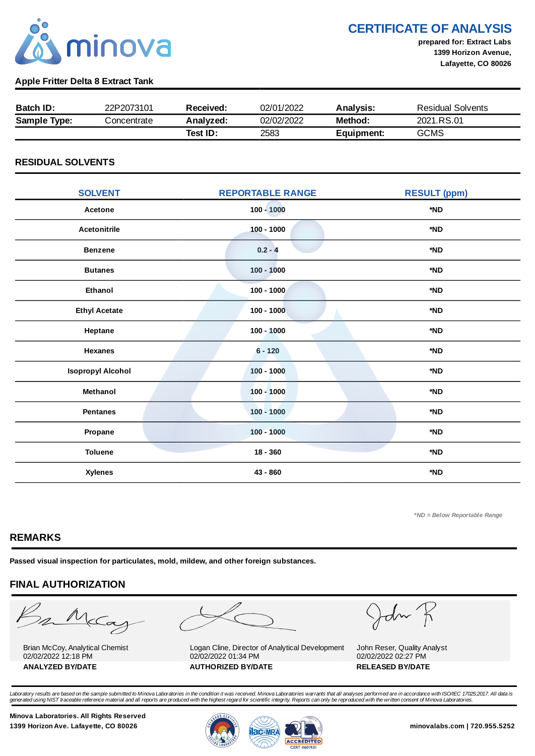# CERTIFICATE OF ANALYSIS

**prepared for: Extract Labs**
**1399 Horizon Avenue,**
**Lafayette, CO 80026**

**Apple Fritter Delta 8 Extract Tank**

| **Batch ID:** | 22P2073101 | **Received:** | 02/01/2022 | **Analysis:** | Residual Solvents |
|---|---|---|---|---|---|
| **Sample Type:** | Concentrate | **Analyzed:** | 02/02/2022 | **Method:** | 2021.RS.01 |
| | | **Test ID:** | 2583 | **Equipment:** | GCMS |

## RESIDUAL SOLVENTS

| SOLVENT | REPORTABLE RANGE | RESULT (ppm) |
|---|---|---|
| Acetone | 100 - 1000 | *ND |
| Acetonitrile | 100 - 1000 | *ND |
| Benzene | 0.2 - 4 | *ND |
| Butanes | 100 - 1000 | *ND |
| Ethanol | 100 - 1000 | *ND |
| Ethyl Acetate | 100 - 1000 | *ND |
| Heptane | 100 - 1000 | *ND |
| Hexanes | 6 - 120 | *ND |
| Isopropyl Alcohol | 100 - 1000 | *ND |
| Methanol | 100 - 1000 | *ND |
| Pentanes | 100 - 1000 | *ND |
| Propane | 100 - 1000 | *ND |
| Toluene | 18 - 360 | *ND |
| Xylenes | 43 - 860 | *ND |

*\*ND = Below Reportable Range*

## REMARKS

**Passed visual inspection for particulates, mold, mildew, and other foreign substances.**

## FINAL AUTHORIZATION

| Brian McCoy, Analytical Chemist<br>02/02/2022 12:18 PM | Logan Cline, Director of Analytical Development<br>02/02/2022 01:34 PM | John Reser, Quality Analyst<br>02/02/2022 02:27 PM |
|---|---|---|
| **ANALYZED BY/DATE** | **AUTHORIZED BY/DATE** | **RELEASED BY/DATE** |

*Laboratory results are based on the sample submitted to Minova Laboratories in the condition it was received. Minova Laboratories warrants that all analyses performed are in accordance with ISO/IEC 17025:2017. All data is generated using NIST traceable reference material and all reports are produced with the highest regard for scientific integrity. Reports can only be reproduced with the written consent of Minova Laboratories.*

**Minova Laboratories. All Rights Reserved**
**1399 Horizon Ave. Lafayette, CO 80026**

ACCREDITED CERT #6019.01

**minovalabs.com | 720.955.5252**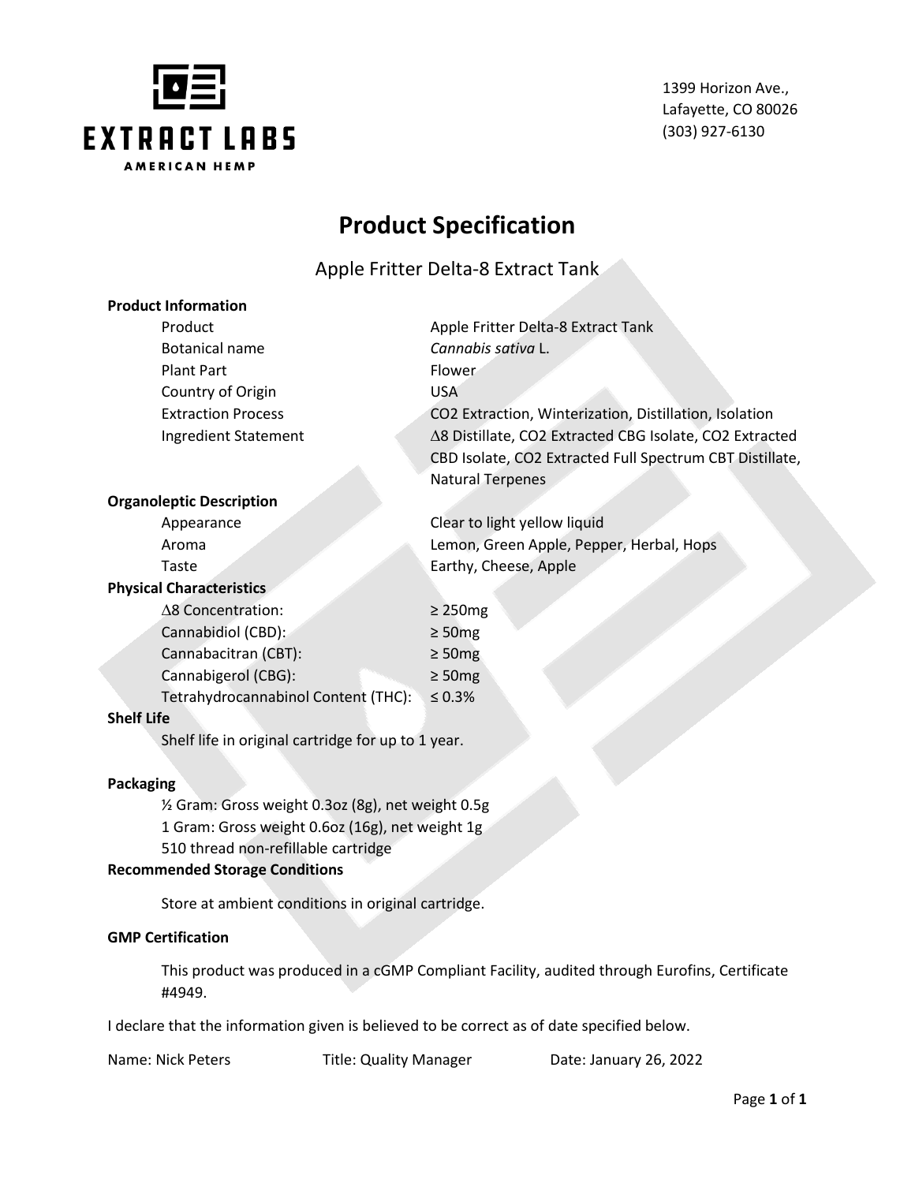EXTRACT LABS
AMERICAN HEMP

1399 Horizon Ave.,
Lafayette, CO 80026
(303) 927-6130

# Product Specification

## Apple Fritter Delta-8 Extract Tank

**Product Information**

| | |
|---|---|
| Product | Apple Fritter Delta-8 Extract Tank |
| Botanical name | *Cannabis sativa* L. |
| Plant Part | Flower |
| Country of Origin | USA |
| Extraction Process | $CO_2$ Extraction, Winterization, Distillation, Isolation |
| Ingredient Statement | ∆8 Distillate, $CO_2$ Extracted CBG Isolate, $CO_2$ Extracted CBD Isolate, $CO_2$ Extracted Full Spectrum CBT Distillate, Natural Terpenes |

**Organoleptic Description**

| | |
|---|---|
| Appearance | Clear to light yellow liquid |
| Aroma | Lemon, Green Apple, Pepper, Herbal, Hops |
| Taste | Earthy, Cheese, Apple |

**Physical Characteristics**

| | |
|---|---|
| ∆8 Concentration: | ≥ 250mg |
| Cannabidiol (CBD): | ≥ 50mg |
| Cannabacitran (CBT): | ≥ 50mg |
| Cannabigerol (CBG): | ≥ 50mg |
| Tetrahydrocannabinol Content (THC): | ≤ 0.3% |

**Shelf Life**

Shelf life in original cartridge for up to 1 year.

**Packaging**

½ Gram: Gross weight 0.3oz (8g), net weight 0.5g
1 Gram: Gross weight 0.6oz (16g), net weight 1g
510 thread non-refillable cartridge

**Recommended Storage Conditions**

Store at ambient conditions in original cartridge.

**GMP Certification**

This product was produced in a cGMP Compliant Facility, audited through Eurofins, Certificate #4949.

I declare that the information given is believed to be correct as of date specified below.

Name: Nick Peters Title: Quality Manager Date: January 26, 2022